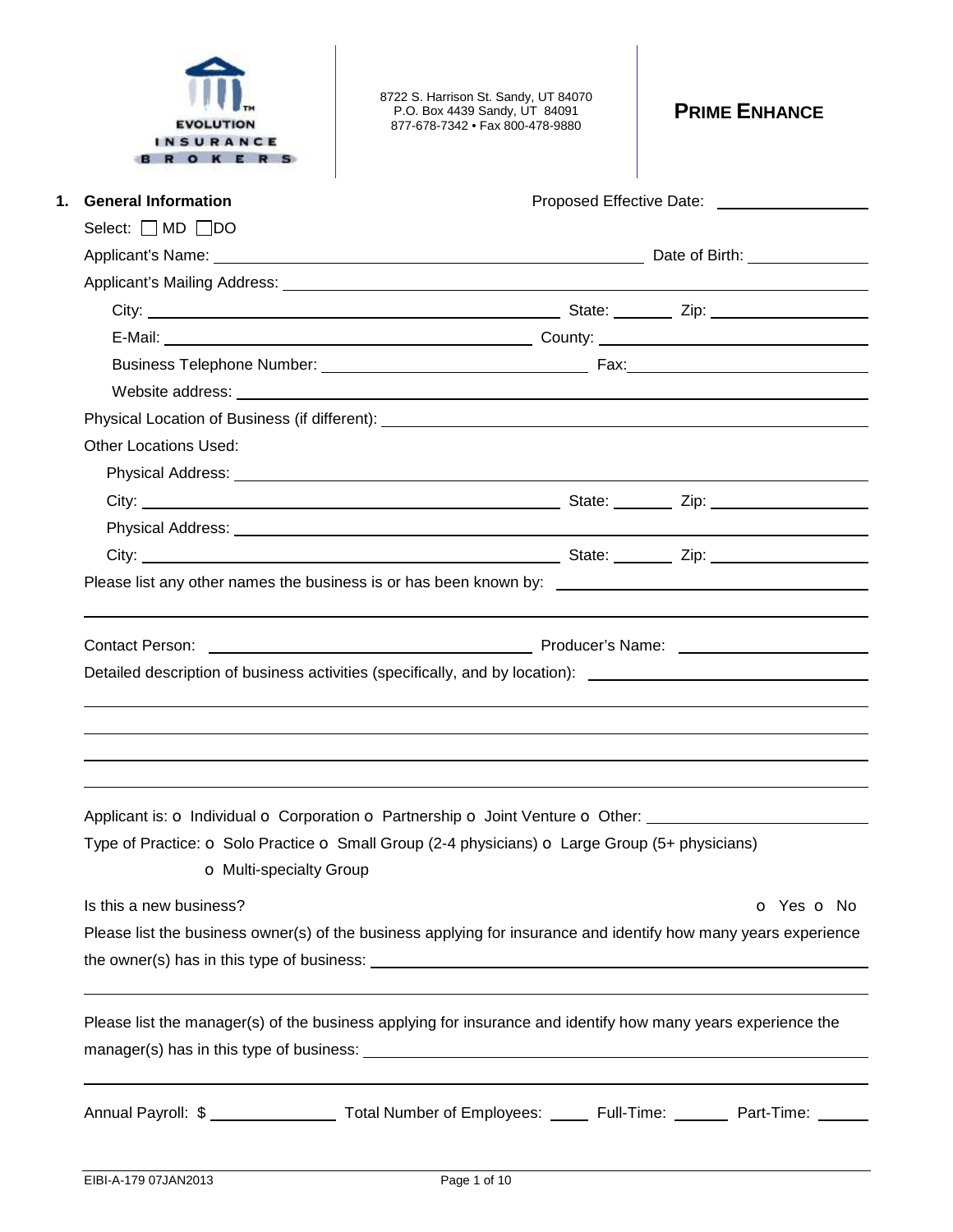EVOLUTION INSURANCE BROKERS

8722 S. Harrison St. Sandy, UT 84070
P.O. Box 4439 Sandy, UT 84091
877-678-7342 • Fax 800-478-9880

# PRIME ENHANCE

## 1. General Information

Proposed Effective Date: ________________

Select: ☐ MD ☐ DO

Applicant's Name: ________________ Date of Birth: ________________

Applicant's Mailing Address: ________________

City: ________________ State: ______ Zip: ________________

E-Mail: ________________ County: ________________

Business Telephone Number: ________________ Fax: ________________

Website address: ________________

Physical Location of Business (if different): ________________

Other Locations Used:

Physical Address: ________________

City: ________________ State: ______ Zip: ________________

Physical Address: ________________

City: ________________ State: ______ Zip: ________________

Please list any other names the business is or has been known by: ________________

Contact Person: ________________ Producer's Name: ________________

Detailed description of business activities (specifically, and by location): ________________

Applicant is: o Individual o Corporation o Partnership o Joint Venture o Other: ________________

Type of Practice: o Solo Practice o Small Group (2-4 physicians) o Large Group (5+ physicians) o Multi-specialty Group

Is this a new business? o Yes o No

Please list the business owner(s) of the business applying for insurance and identify how many years experience the owner(s) has in this type of business: ________________

Please list the manager(s) of the business applying for insurance and identify how many years experience the manager(s) has in this type of business: ________________

Annual Payroll: $ ________ Total Number of Employees: ______ Full-Time: ______ Part-Time: ______

EIBI-A-179 07JAN2013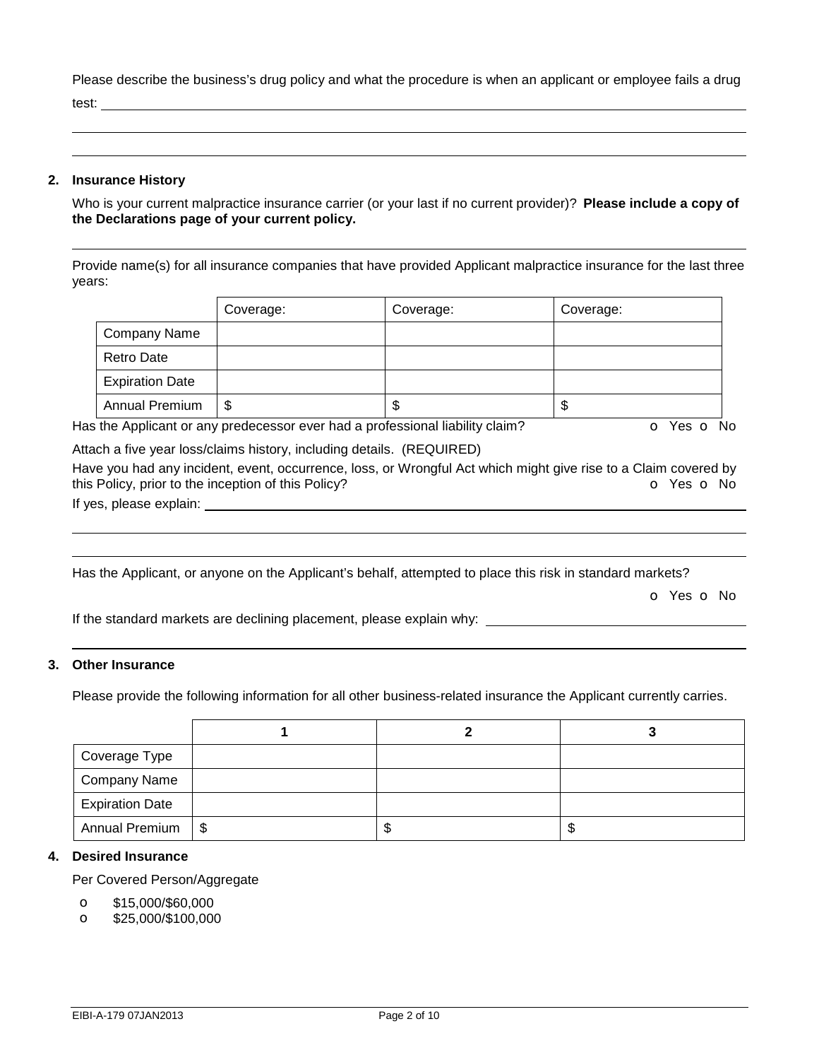Please describe the business's drug policy and what the procedure is when an applicant or employee fails a drug test: \_\_\_\_\_\_\_\_\_\_\_\_\_\_\_\_\_\_\_\_\_\_\_\_\_\_\_\_\_\_\_\_\_\_\_\_\_\_\_\_\_\_\_\_\_\_\_\_\_\_\_\_\_\_\_\_\_\_\_\_\_\_\_\_\_\_\_\_\_\_\_\_

\_\_\_\_\_\_\_\_\_\_\_\_\_\_\_\_\_\_\_\_\_\_\_\_\_\_\_\_\_\_\_\_\_\_\_\_\_\_\_\_\_\_\_\_\_\_\_\_\_\_\_\_\_\_\_\_\_\_\_\_\_\_\_\_\_\_\_\_\_\_\_\_\_\_\_\_\_\_\_\_\_\_

\_\_\_\_\_\_\_\_\_\_\_\_\_\_\_\_\_\_\_\_\_\_\_\_\_\_\_\_\_\_\_\_\_\_\_\_\_\_\_\_\_\_\_\_\_\_\_\_\_\_\_\_\_\_\_\_\_\_\_\_\_\_\_\_\_\_\_\_\_\_\_\_\_\_\_\_\_\_\_\_\_\_

## 2. Insurance History

Who is your current malpractice insurance carrier (or your last if no current provider)? **Please include a copy of the Declarations page of your current policy.**

\_\_\_\_\_\_\_\_\_\_\_\_\_\_\_\_\_\_\_\_\_\_\_\_\_\_\_\_\_\_\_\_\_\_\_\_\_\_\_\_\_\_\_\_\_\_\_\_\_\_\_\_\_\_\_\_\_\_\_\_\_\_\_\_\_\_\_\_\_\_\_\_\_\_\_\_\_\_\_\_\_\_

Provide name(s) for all insurance companies that have provided Applicant malpractice insurance for the last three years:

| | Coverage: | Coverage: | Coverage: |
|---|---|---|---|
| Company Name | | | |
| Retro Date | | | |
| Expiration Date | | | |
| Annual Premium | $ | $ | $ |

Has the Applicant or any predecessor ever had a professional liability claim? o Yes o No

Attach a five year loss/claims history, including details. (REQUIRED)

Have you had any incident, event, occurrence, loss, or Wrongful Act which might give rise to a Claim covered by this Policy, prior to the inception of this Policy? o Yes o No

If yes, please explain: \_\_\_\_\_\_\_\_\_\_\_\_\_\_\_\_\_\_\_\_\_\_\_\_\_\_\_\_\_\_\_\_\_\_\_\_\_\_\_\_\_\_\_\_\_\_\_\_\_\_\_\_\_\_\_\_\_\_\_\_\_\_\_\_

\_\_\_\_\_\_\_\_\_\_\_\_\_\_\_\_\_\_\_\_\_\_\_\_\_\_\_\_\_\_\_\_\_\_\_\_\_\_\_\_\_\_\_\_\_\_\_\_\_\_\_\_\_\_\_\_\_\_\_\_\_\_\_\_\_\_\_\_\_\_\_\_\_\_\_\_\_\_\_\_\_\_

\_\_\_\_\_\_\_\_\_\_\_\_\_\_\_\_\_\_\_\_\_\_\_\_\_\_\_\_\_\_\_\_\_\_\_\_\_\_\_\_\_\_\_\_\_\_\_\_\_\_\_\_\_\_\_\_\_\_\_\_\_\_\_\_\_\_\_\_\_\_\_\_\_\_\_\_\_\_\_\_\_\_

Has the Applicant, or anyone on the Applicant's behalf, attempted to place this risk in standard markets?

o Yes o No

If the standard markets are declining placement, please explain why: \_\_\_\_\_\_\_\_\_\_\_\_\_\_\_\_\_\_\_\_\_\_\_\_\_\_\_\_\_\_\_\_

\_\_\_\_\_\_\_\_\_\_\_\_\_\_\_\_\_\_\_\_\_\_\_\_\_\_\_\_\_\_\_\_\_\_\_\_\_\_\_\_\_\_\_\_\_\_\_\_\_\_\_\_\_\_\_\_\_\_\_\_\_\_\_\_\_\_\_\_\_\_\_\_\_\_\_\_\_\_\_\_\_\_

## 3. Other Insurance

Please provide the following information for all other business-related insurance the Applicant currently carries.

| | 1 | 2 | 3 |
|---|---|---|---|
| Coverage Type | | | |
| Company Name | | | |
| Expiration Date | | | |
| Annual Premium | $ | $ | $ |

## 4. Desired Insurance

Per Covered Person/Aggregate

- o $15,000/$60,000
- o $25,000/$100,000

EIBI-A-179 07JAN2013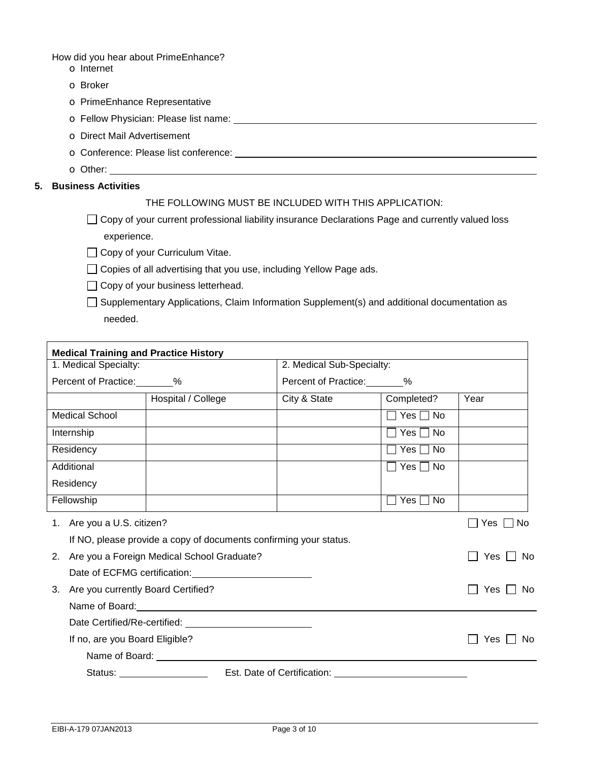How did you hear about PrimeEnhance?

- o Internet
- o Broker
- o PrimeEnhance Representative
- o Fellow Physician: Please list name: ________________________________
- o Direct Mail Advertisement
- o Conference: Please list conference: ________________________________
- o Other: ________________________________

## 5. Business Activities

THE FOLLOWING MUST BE INCLUDED WITH THIS APPLICATION:

- ☐ Copy of your current professional liability insurance Declarations Page and currently valued loss experience.
- ☐ Copy of your Curriculum Vitae.
- ☐ Copies of all advertising that you use, including Yellow Page ads.
- ☐ Copy of your business letterhead.
- ☐ Supplementary Applications, Claim Information Supplement(s) and additional documentation as needed.

| **Medical Training and Practice History** | | | | |
|---|---|---|---|---|
| 1. Medical Specialty: | | 2. Medical Sub-Specialty: | | |
| Percent of Practice: _______% | | Percent of Practice: _______% | | |
| | Hospital / College | City & State | Completed? | Year |
| Medical School | | | ☐ Yes ☐ No | |
| Internship | | | ☐ Yes ☐ No | |
| Residency | | | ☐ Yes ☐ No | |
| Additional Residency | | | ☐ Yes ☐ No | |
| Fellowship | | | ☐ Yes ☐ No | |

1. Are you a U.S. citizen? ☐ Yes ☐ No

   If NO, please provide a copy of documents confirming your status.

2. Are you a Foreign Medical School Graduate? ☐ Yes ☐ No

   Date of ECFMG certification: ____________________

3. Are you currently Board Certified? ☐ Yes ☐ No

   Name of Board: ________________________________

   Date Certified/Re-certified: ____________________

   If no, are you Board Eligible? ☐ Yes ☐ No

   Name of Board: ________________________________

   Status: ______________ Est. Date of Certification: ____________________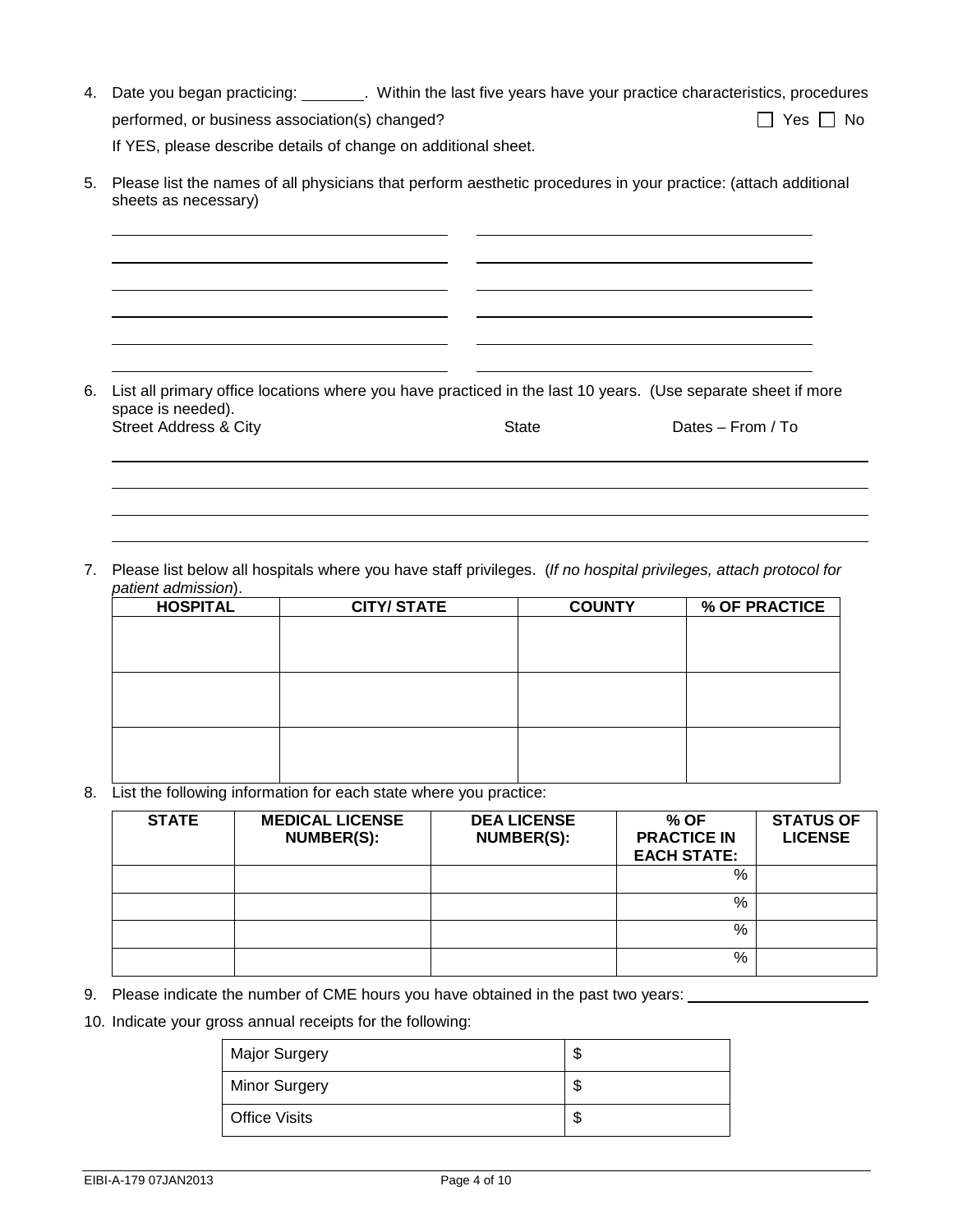4. Date you began practicing: \_\_\_\_\_\_\_\_. Within the last five years have your practice characteristics, procedures performed, or business association(s) changed? ☐ Yes ☐ No

   If YES, please describe details of change on additional sheet.

5. Please list the names of all physicians that perform aesthetic procedures in your practice: (attach additional sheets as necessary)

   \_\_\_\_\_\_\_\_\_\_\_\_\_\_\_\_\_\_\_\_\_\_\_\_\_\_\_\_\_\_ \_\_\_\_\_\_\_\_\_\_\_\_\_\_\_\_\_\_\_\_\_\_\_\_\_\_\_\_\_\_

   \_\_\_\_\_\_\_\_\_\_\_\_\_\_\_\_\_\_\_\_\_\_\_\_\_\_\_\_\_\_ \_\_\_\_\_\_\_\_\_\_\_\_\_\_\_\_\_\_\_\_\_\_\_\_\_\_\_\_\_\_

   \_\_\_\_\_\_\_\_\_\_\_\_\_\_\_\_\_\_\_\_\_\_\_\_\_\_\_\_\_\_ \_\_\_\_\_\_\_\_\_\_\_\_\_\_\_\_\_\_\_\_\_\_\_\_\_\_\_\_\_\_

   \_\_\_\_\_\_\_\_\_\_\_\_\_\_\_\_\_\_\_\_\_\_\_\_\_\_\_\_\_\_ \_\_\_\_\_\_\_\_\_\_\_\_\_\_\_\_\_\_\_\_\_\_\_\_\_\_\_\_\_\_

   \_\_\_\_\_\_\_\_\_\_\_\_\_\_\_\_\_\_\_\_\_\_\_\_\_\_\_\_\_\_ \_\_\_\_\_\_\_\_\_\_\_\_\_\_\_\_\_\_\_\_\_\_\_\_\_\_\_\_\_\_

   \_\_\_\_\_\_\_\_\_\_\_\_\_\_\_\_\_\_\_\_\_\_\_\_\_\_\_\_\_\_ \_\_\_\_\_\_\_\_\_\_\_\_\_\_\_\_\_\_\_\_\_\_\_\_\_\_\_\_\_\_

6. List all primary office locations where you have practiced in the last 10 years. (Use separate sheet if more space is needed).

| Street Address & City | State | Dates – From / To |
|---|---|---|
| | | |
| | | |
| | | |
| | | |

7. Please list below all hospitals where you have staff privileges. (*If no hospital privileges, attach protocol for patient admission*).

| HOSPITAL | CITY/ STATE | COUNTY | % OF PRACTICE |
|---|---|---|---|
| | | | |
| | | | |
| | | | |

8. List the following information for each state where you practice:

| STATE | MEDICAL LICENSE NUMBER(S): | DEA LICENSE NUMBER(S): | % OF PRACTICE IN EACH STATE: | STATUS OF LICENSE |
|---|---|---|---|---|
| | | | % | |
| | | | % | |
| | | | % | |
| | | | % | |

9. Please indicate the number of CME hours you have obtained in the past two years: \_\_\_\_\_\_\_\_\_\_\_\_\_\_\_\_\_\_\_\_

10. Indicate your gross annual receipts for the following:

| | |
|---|---|
| Major Surgery | $ |
| Minor Surgery | $ |
| Office Visits | $ |

EIBI-A-179 07JAN2013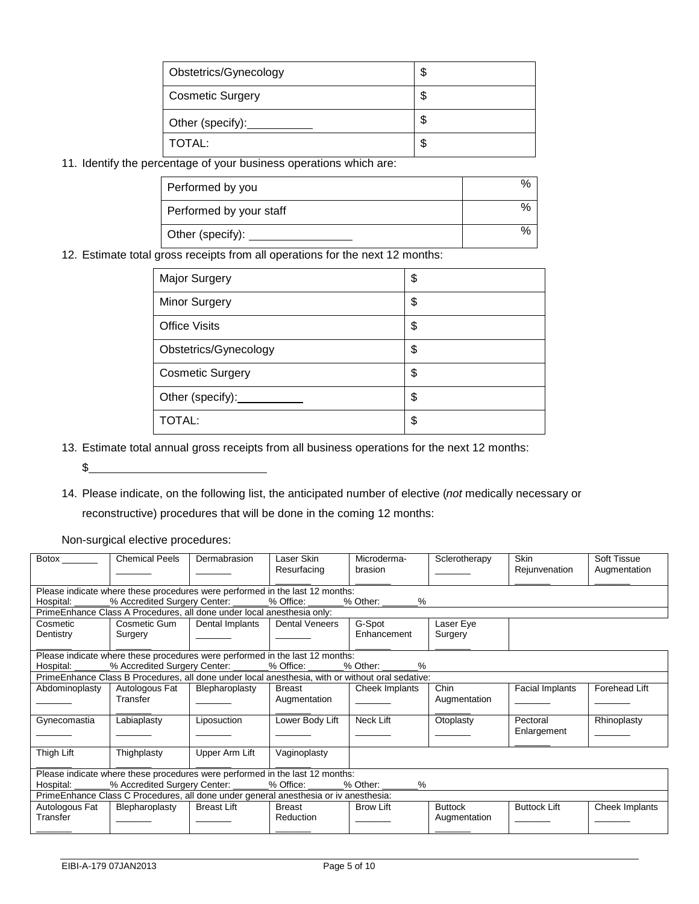| | |
|---|---|
| Obstetrics/Gynecology | $ |
| Cosmetic Surgery | $ |
| Other (specify):__________ | $ |
| TOTAL: | $ |

11. Identify the percentage of your business operations which are:

| | |
|---|---|
| Performed by you | % |
| Performed by your staff | % |
| Other (specify): ________________ | % |

12. Estimate total gross receipts from all operations for the next 12 months:

| | |
|---|---|
| Major Surgery | $ |
| Minor Surgery | $ |
| Office Visits | $ |
| Obstetrics/Gynecology | $ |
| Cosmetic Surgery | $ |
| Other (specify):__________ | $ |
| TOTAL: | $ |

13. Estimate total annual gross receipts from all business operations for the next 12 months:

    $____________________________

14. Please indicate, on the following list, the anticipated number of elective (*not* medically necessary or reconstructive) procedures that will be done in the coming 12 months:

Non-surgical elective procedures:

| | | | | | | | |
|---|---|---|---|---|---|---|---|
| Botox _______ | Chemical Peels _______ | Dermabrasion _______ | Laser Skin Resurfacing _______ | Microderma-brasion _______ | Sclerotherapy _______ | Skin Rejuvenation _______ | Soft Tissue Augmentation _______ |
| Please indicate where these procedures were performed in the last 12 months: Hospital: _______% Accredited Surgery Center: _______% Office: _______% Other: _______% | | | | | | | |
| PrimeEnhance Class A Procedures, all done under local anesthesia only: | | | | | | | |
| Cosmetic Dentistry _______ | Cosmetic Gum Surgery _______ | Dental Implants _______ | Dental Veneers _______ | G-Spot Enhancement _______ | Laser Eye Surgery _______ | | |
| Please indicate where these procedures were performed in the last 12 months: Hospital: _______% Accredited Surgery Center: _______% Office: _______% Other: _______% | | | | | | | |
| PrimeEnhance Class B Procedures, all done under local anesthesia, with or without oral sedative: | | | | | | | |
| Abdominoplasty _______ | Autologous Fat Transfer _______ | Blepharoplasty _______ | Breast Augmentation _______ | Cheek Implants _______ | Chin Augmentation _______ | Facial Implants _______ | Forehead Lift _______ |
| Gynecomastia _______ | Labiaplasty _______ | Liposuction _______ | Lower Body Lift _______ | Neck Lift _______ | Otoplasty _______ | Pectoral Enlargement _______ | Rhinoplasty _______ |
| Thigh Lift _______ | Thighplasty _______ | Upper Arm Lift _______ | Vaginoplasty _______ | | | | |
| Please indicate where these procedures were performed in the last 12 months: Hospital: _______% Accredited Surgery Center: _______% Office: _______% Other: _______% | | | | | | | |
| PrimeEnhance Class C Procedures, all done under general anesthesia or iv anesthesia: | | | | | | | |
| Autologous Fat Transfer _______ | Blepharoplasty _______ | Breast Lift _______ | Breast Reduction _______ | Brow Lift _______ | Buttock Augmentation _______ | Buttock Lift _______ | Cheek Implants _______ |

EIBI-A-179 07JAN2013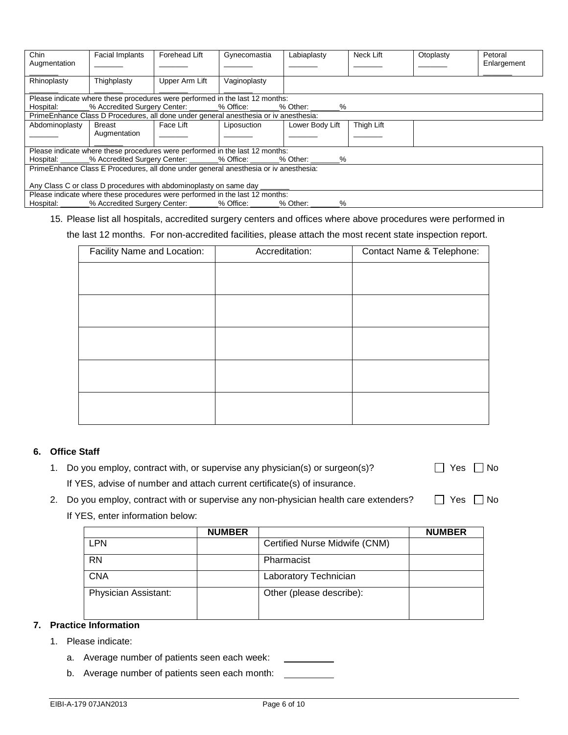| Chin Augmentation _______ | Facial Implants _______ | Forehead Lift _______ | Gynecomastia _______ | Labiaplasty _______ | Neck Lift _______ | Otoplasty _______ | Petoral Enlargement _______ |
|---|---|---|---|---|---|---|---|
| Rhinoplasty _______ | Thighplasty _______ | Upper Arm Lift _______ | Vaginoplasty _______ | | | | |
| Please indicate where these procedures were performed in the last 12 months: Hospital: _______% Accredited Surgery Center: _______% Office: _______% Other: _______% | | | | | | | |
| PrimeEnhance Class D Procedures, all done under general anesthesia or iv anesthesia: | | | | | | | |
| Abdominoplasty _______ | Breast Augmentation _______ | Face Lift _______ | Liposuction _______ | Lower Body Lift _______ | Thigh Lift _______ | | |
| Please indicate where these procedures were performed in the last 12 months: Hospital: _______% Accredited Surgery Center: _______% Office: _______% Other: _______% | | | | | | | |
| PrimeEnhance Class E Procedures, all done under general anesthesia or iv anesthesia: Any Class C or class D procedures with abdominoplasty on same day _______ | | | | | | | |
| Please indicate where these procedures were performed in the last 12 months: Hospital: _______% Accredited Surgery Center: _______% Office: _______% Other: _______% | | | | | | | |

15. Please list all hospitals, accredited surgery centers and offices where above procedures were performed in the last 12 months. For non-accredited facilities, please attach the most recent state inspection report.

| Facility Name and Location: | Accreditation: | Contact Name & Telephone: |
|---|---|---|
| | | |
| | | |
| | | |
| | | |
| | | |

## 6. Office Staff

1. Do you employ, contract with, or supervise any physician(s) or surgeon(s)? ☐ Yes ☐ No

   If YES, advise of number and attach current certificate(s) of insurance.

2. Do you employ, contract with or supervise any non-physician health care extenders? ☐ Yes ☐ No

   If YES, enter information below:

| | NUMBER | | NUMBER |
|---|---|---|---|
| LPN | | Certified Nurse Midwife (CNM) | |
| RN | | Pharmacist | |
| CNA | | Laboratory Technician | |
| Physician Assistant: | | Other (please describe): | |

## 7. Practice Information

1. Please indicate:

   a. Average number of patients seen each week: __________

   b. Average number of patients seen each month: __________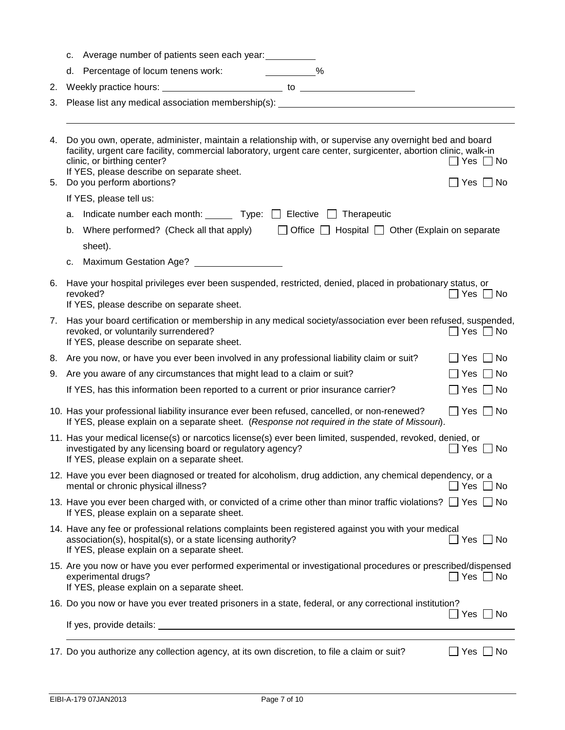c. Average number of patients seen each year: __________

d. Percentage of locum tenens work: __________%

2. Weekly practice hours: ________________________ to ________________________

3. Please list any medical association membership(s): ________________________________________________

________________________________________________________________________________________

4. Do you own, operate, administer, maintain a relationship with, or supervise any overnight bed and board facility, urgent care facility, commercial laboratory, urgent care center, surgicenter, abortion clinic, walk-in clinic, or birthing center? ☐ Yes ☐ No
   If YES, please describe on separate sheet.

5. Do you perform abortions? ☐ Yes ☐ No

   If YES, please tell us:

   a. Indicate number each month: ______ Type: ☐ Elective ☐ Therapeutic

   b. Where performed? (Check all that apply) ☐ Office ☐ Hospital ☐ Other (Explain on separate sheet).

   c. Maximum Gestation Age? ________________

6. Have your hospital privileges ever been suspended, restricted, denied, placed in probationary status, or revoked? ☐ Yes ☐ No
   If YES, please describe on separate sheet.

7. Has your board certification or membership in any medical society/association ever been refused, suspended, revoked, or voluntarily surrendered? ☐ Yes ☐ No
   If YES, please describe on separate sheet.

8. Are you now, or have you ever been involved in any professional liability claim or suit? ☐ Yes ☐ No

9. Are you aware of any circumstances that might lead to a claim or suit? ☐ Yes ☐ No

   If YES, has this information been reported to a current or prior insurance carrier? ☐ Yes ☐ No

10. Has your professional liability insurance ever been refused, cancelled, or non-renewed? ☐ Yes ☐ No
    If YES, please explain on a separate sheet. (*Response not required in the state of Missouri*).

11. Has your medical license(s) or narcotics license(s) ever been limited, suspended, revoked, denied, or investigated by any licensing board or regulatory agency? ☐ Yes ☐ No
    If YES, please explain on a separate sheet.

12. Have you ever been diagnosed or treated for alcoholism, drug addiction, any chemical dependency, or a mental or chronic physical illness? ☐ Yes ☐ No

13. Have you ever been charged with, or convicted of a crime other than minor traffic violations? ☐ Yes ☐ No
    If YES, please explain on a separate sheet.

14. Have any fee or professional relations complaints been registered against you with your medical association(s), hospital(s), or a state licensing authority? ☐ Yes ☐ No
    If YES, please explain on a separate sheet.

15. Are you now or have you ever performed experimental or investigational procedures or prescribed/dispensed experimental drugs? ☐ Yes ☐ No
    If YES, please explain on a separate sheet.

16. Do you now or have you ever treated prisoners in a state, federal, or any correctional institution? ☐ Yes ☐ No

    If yes, provide details: ________________________________________________

    ________________________________________________________________________________________

17. Do you authorize any collection agency, at its own discretion, to file a claim or suit? ☐ Yes ☐ No

EIBI-A-179 07JAN2013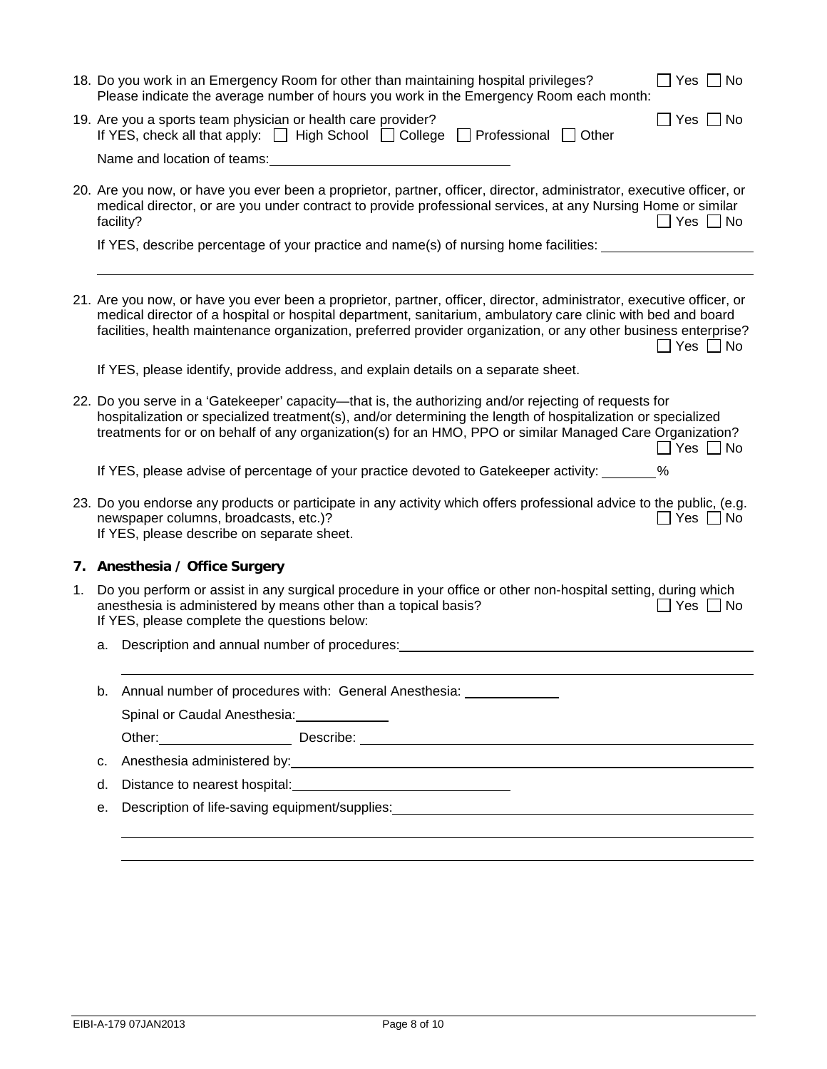18. Do you work in an Emergency Room for other than maintaining hospital privileges? ☐ Yes ☐ No
    Please indicate the average number of hours you work in the Emergency Room each month:

19. Are you a sports team physician or health care provider? ☐ Yes ☐ No
    If YES, check all that apply: ☐ High School ☐ College ☐ Professional ☐ Other

    Name and location of teams: ____________________

20. Are you now, or have you ever been a proprietor, partner, officer, director, administrator, executive officer, or medical director, or are you under contract to provide professional services, at any Nursing Home or similar facility? ☐ Yes ☐ No

    If YES, describe percentage of your practice and name(s) of nursing home facilities: ____________________

21. Are you now, or have you ever been a proprietor, partner, officer, director, administrator, executive officer, or medical director of a hospital or hospital department, sanitarium, ambulatory care clinic with bed and board facilities, health maintenance organization, preferred provider organization, or any other business enterprise? ☐ Yes ☐ No

    If YES, please identify, provide address, and explain details on a separate sheet.

22. Do you serve in a 'Gatekeeper' capacity—that is, the authorizing and/or rejecting of requests for hospitalization or specialized treatment(s), and/or determining the length of hospitalization or specialized treatments for or on behalf of any organization(s) for an HMO, PPO or similar Managed Care Organization? ☐ Yes ☐ No

    If YES, please advise of percentage of your practice devoted to Gatekeeper activity: ______%

23. Do you endorse any products or participate in any activity which offers professional advice to the public, (e.g. newspaper columns, broadcasts, etc.)? ☐ Yes ☐ No
    If YES, please describe on separate sheet.

## 7. Anesthesia / Office Surgery

1. Do you perform or assist in any surgical procedure in your office or other non-hospital setting, during which anesthesia is administered by means other than a topical basis? ☐ Yes ☐ No
   If YES, please complete the questions below:

   a. Description and annual number of procedures: ____________________

   b. Annual number of procedures with: General Anesthesia: ____________

      Spinal or Caudal Anesthesia: ____________

      Other: ____________ Describe: ____________________

   c. Anesthesia administered by: ____________________

   d. Distance to nearest hospital: ____________________

   e. Description of life-saving equipment/supplies: ____________________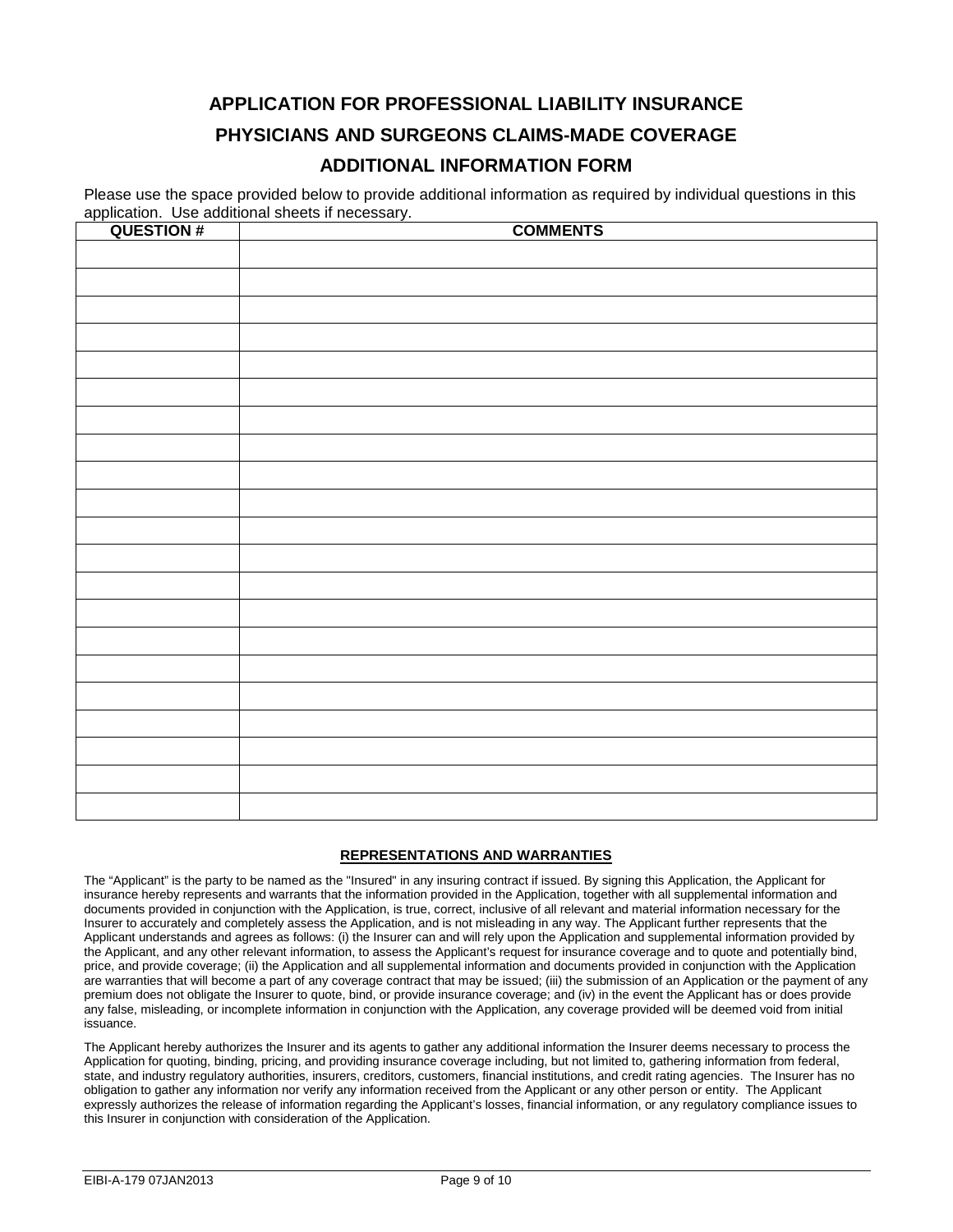# APPLICATION FOR PROFESSIONAL LIABILITY INSURANCE

# PHYSICIANS AND SURGEONS CLAIMS-MADE COVERAGE

# ADDITIONAL INFORMATION FORM

Please use the space provided below to provide additional information as required by individual questions in this application. Use additional sheets if necessary.

| QUESTION # | COMMENTS |
|---|---|
| | |
| | |
| | |
| | |
| | |
| | |
| | |
| | |
| | |
| | |
| | |
| | |
| | |
| | |
| | |
| | |
| | |
| | |
| | |
| | |
| | |

## REPRESENTATIONS AND WARRANTIES

The "Applicant" is the party to be named as the "Insured" in any insuring contract if issued. By signing this Application, the Applicant for insurance hereby represents and warrants that the information provided in the Application, together with all supplemental information and documents provided in conjunction with the Application, is true, correct, inclusive of all relevant and material information necessary for the Insurer to accurately and completely assess the Application, and is not misleading in any way. The Applicant further represents that the Applicant understands and agrees as follows: (i) the Insurer can and will rely upon the Application and supplemental information provided by the Applicant, and any other relevant information, to assess the Applicant's request for insurance coverage and to quote and potentially bind, price, and provide coverage; (ii) the Application and all supplemental information and documents provided in conjunction with the Application are warranties that will become a part of any coverage contract that may be issued; (iii) the submission of an Application or the payment of any premium does not obligate the Insurer to quote, bind, or provide insurance coverage; and (iv) in the event the Applicant has or does provide any false, misleading, or incomplete information in conjunction with the Application, any coverage provided will be deemed void from initial issuance.

The Applicant hereby authorizes the Insurer and its agents to gather any additional information the Insurer deems necessary to process the Application for quoting, binding, pricing, and providing insurance coverage including, but not limited to, gathering information from federal, state, and industry regulatory authorities, insurers, creditors, customers, financial institutions, and credit rating agencies. The Insurer has no obligation to gather any information nor verify any information received from the Applicant or any other person or entity. The Applicant expressly authorizes the release of information regarding the Applicant's losses, financial information, or any regulatory compliance issues to this Insurer in conjunction with consideration of the Application.

EIBI-A-179 07JAN2013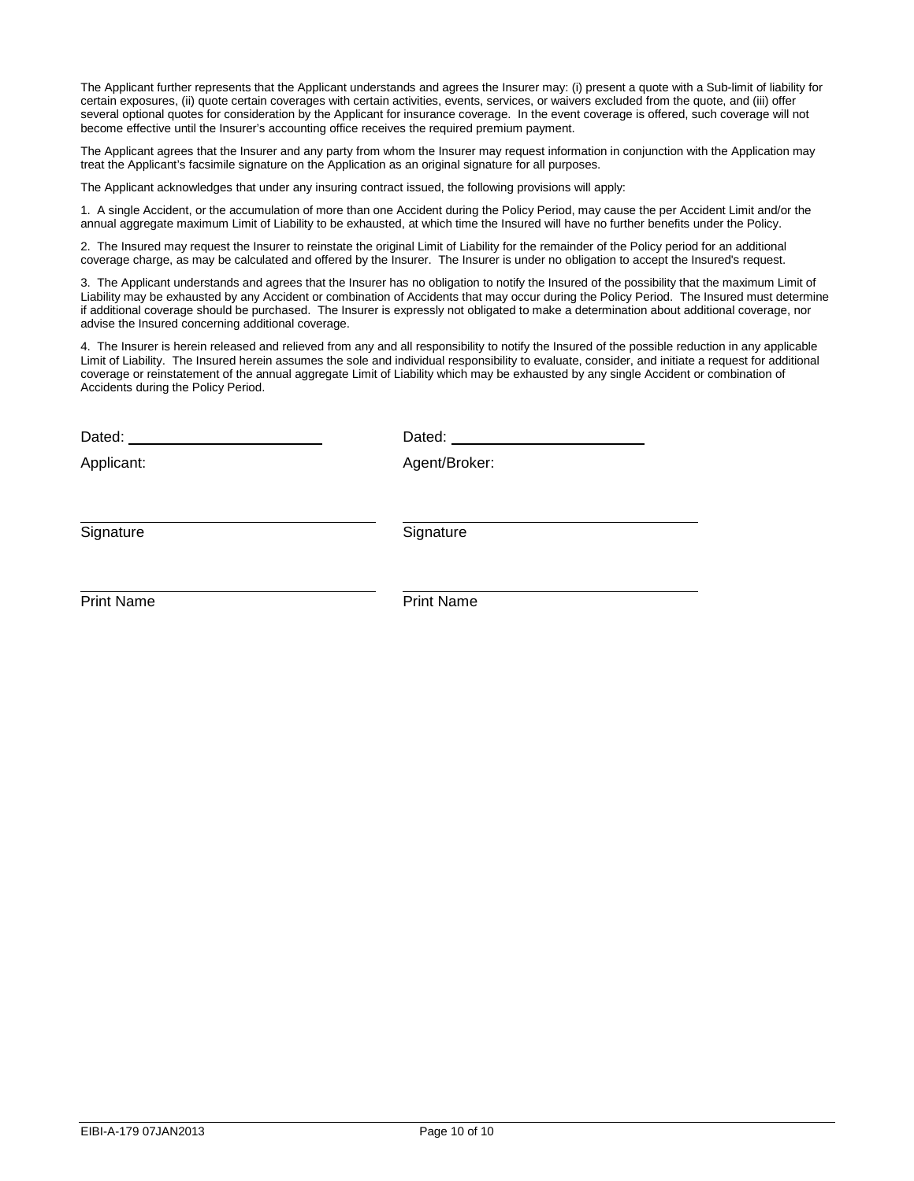The Applicant further represents that the Applicant understands and agrees the Insurer may: (i) present a quote with a Sub-limit of liability for certain exposures, (ii) quote certain coverages with certain activities, events, services, or waivers excluded from the quote, and (iii) offer several optional quotes for consideration by the Applicant for insurance coverage. In the event coverage is offered, such coverage will not become effective until the Insurer's accounting office receives the required premium payment.

The Applicant agrees that the Insurer and any party from whom the Insurer may request information in conjunction with the Application may treat the Applicant's facsimile signature on the Application as an original signature for all purposes.

The Applicant acknowledges that under any insuring contract issued, the following provisions will apply:

1. A single Accident, or the accumulation of more than one Accident during the Policy Period, may cause the per Accident Limit and/or the annual aggregate maximum Limit of Liability to be exhausted, at which time the Insured will have no further benefits under the Policy.

2. The Insured may request the Insurer to reinstate the original Limit of Liability for the remainder of the Policy period for an additional coverage charge, as may be calculated and offered by the Insurer. The Insurer is under no obligation to accept the Insured's request.

3. The Applicant understands and agrees that the Insurer has no obligation to notify the Insured of the possibility that the maximum Limit of Liability may be exhausted by any Accident or combination of Accidents that may occur during the Policy Period. The Insured must determine if additional coverage should be purchased. The Insurer is expressly not obligated to make a determination about additional coverage, nor advise the Insured concerning additional coverage.

4. The Insurer is herein released and relieved from any and all responsibility to notify the Insured of the possible reduction in any applicable Limit of Liability. The Insured herein assumes the sole and individual responsibility to evaluate, consider, and initiate a request for additional coverage or reinstatement of the annual aggregate Limit of Liability which may be exhausted by any single Accident or combination of Accidents during the Policy Period.

Dated: ______________________

Applicant:

______________________________
Signature

______________________________
Print Name

Dated: ______________________

Agent/Broker:

______________________________
Signature

______________________________
Print Name

EIBI-A-179 07JAN2013